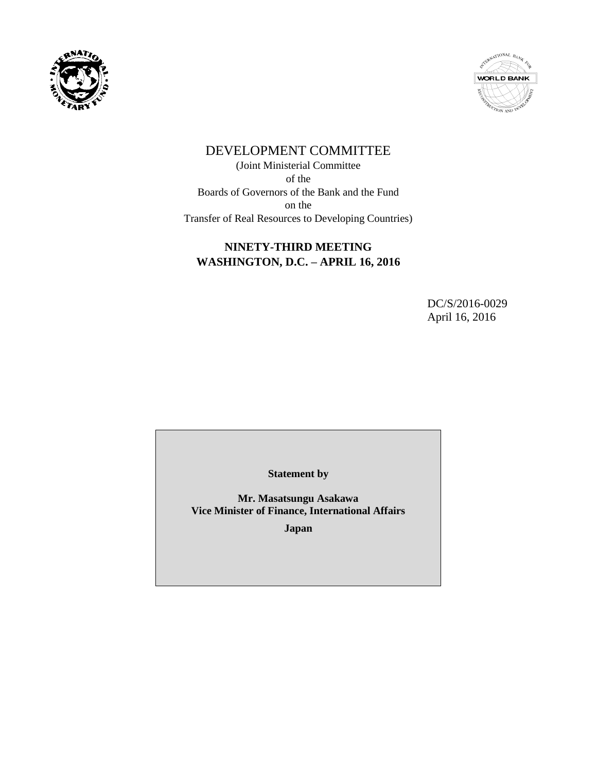# DEVELOPMENT COMMITTEE

(Joint Ministerial Committee
of the
Boards of Governors of the Bank and the Fund
on the
Transfer of Real Resources to Developing Countries)

**NINETY-THIRD MEETING**
**WASHINGTON, D.C. – APRIL 16, 2016**

DC/S/2016-0029
April 16, 2016

**Statement by**

**Mr. Masatsungu Asakawa**
**Vice Minister of Finance, International Affairs**

**Japan**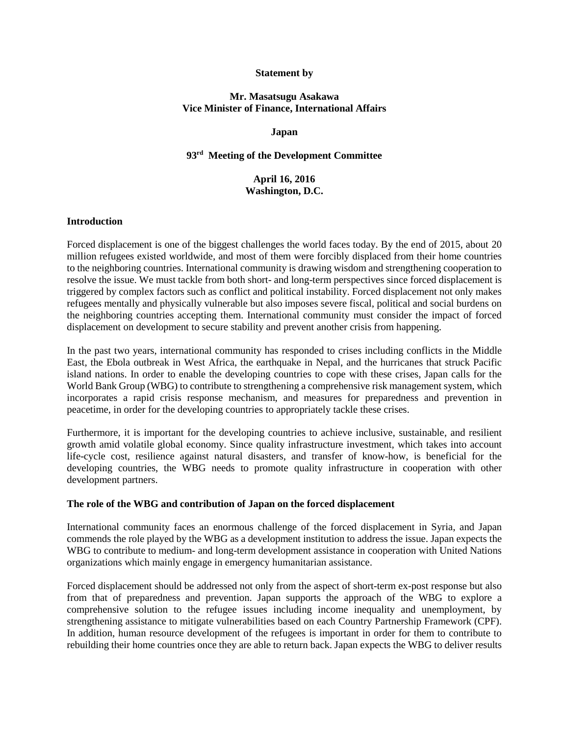**Statement by**

**Mr. Masatsugu Asakawa**
**Vice Minister of Finance, International Affairs**

**Japan**

**93rd Meeting of the Development Committee**

**April 16, 2016**
**Washington, D.C.**

## Introduction

Forced displacement is one of the biggest challenges the world faces today. By the end of 2015, about 20 million refugees existed worldwide, and most of them were forcibly displaced from their home countries to the neighboring countries. International community is drawing wisdom and strengthening cooperation to resolve the issue. We must tackle from both short- and long-term perspectives since forced displacement is triggered by complex factors such as conflict and political instability. Forced displacement not only makes refugees mentally and physically vulnerable but also imposes severe fiscal, political and social burdens on the neighboring countries accepting them. International community must consider the impact of forced displacement on development to secure stability and prevent another crisis from happening.

In the past two years, international community has responded to crises including conflicts in the Middle East, the Ebola outbreak in West Africa, the earthquake in Nepal, and the hurricanes that struck Pacific island nations. In order to enable the developing countries to cope with these crises, Japan calls for the World Bank Group (WBG) to contribute to strengthening a comprehensive risk management system, which incorporates a rapid crisis response mechanism, and measures for preparedness and prevention in peacetime, in order for the developing countries to appropriately tackle these crises.

Furthermore, it is important for the developing countries to achieve inclusive, sustainable, and resilient growth amid volatile global economy. Since quality infrastructure investment, which takes into account life-cycle cost, resilience against natural disasters, and transfer of know-how, is beneficial for the developing countries, the WBG needs to promote quality infrastructure in cooperation with other development partners.

## The role of the WBG and contribution of Japan on the forced displacement

International community faces an enormous challenge of the forced displacement in Syria, and Japan commends the role played by the WBG as a development institution to address the issue. Japan expects the WBG to contribute to medium- and long-term development assistance in cooperation with United Nations organizations which mainly engage in emergency humanitarian assistance.

Forced displacement should be addressed not only from the aspect of short-term ex-post response but also from that of preparedness and prevention. Japan supports the approach of the WBG to explore a comprehensive solution to the refugee issues including income inequality and unemployment, by strengthening assistance to mitigate vulnerabilities based on each Country Partnership Framework (CPF). In addition, human resource development of the refugees is important in order for them to contribute to rebuilding their home countries once they are able to return back. Japan expects the WBG to deliver results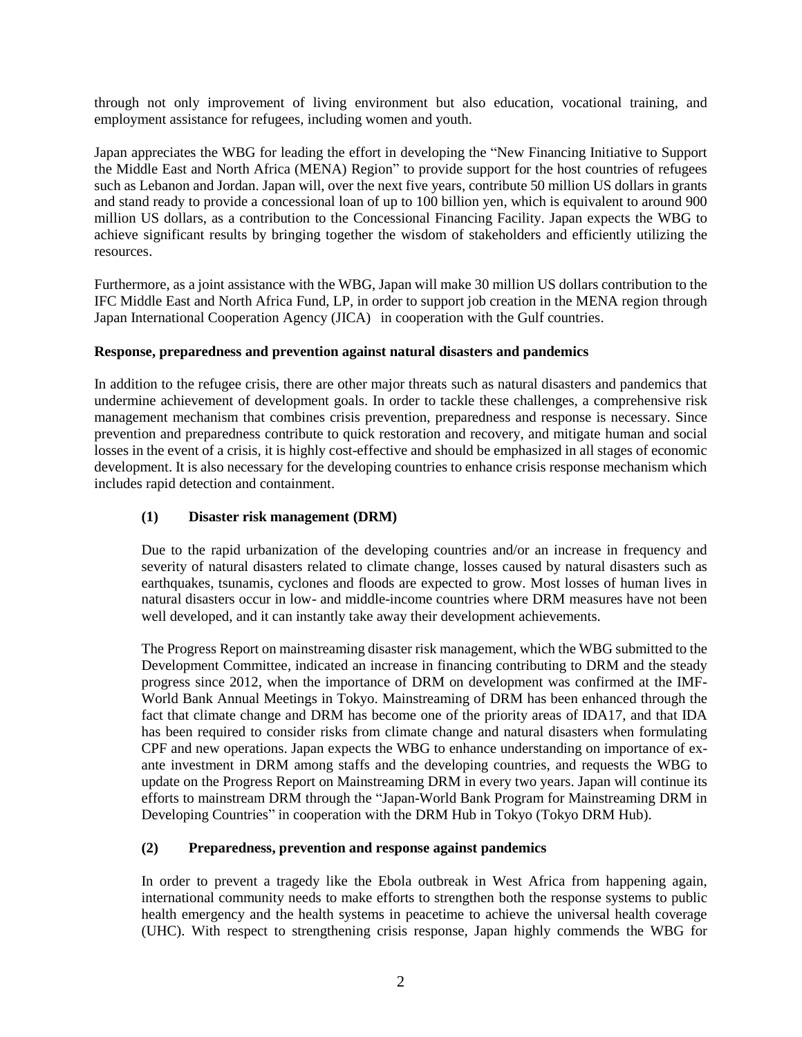through not only improvement of living environment but also education, vocational training, and employment assistance for refugees, including women and youth.

Japan appreciates the WBG for leading the effort in developing the "New Financing Initiative to Support the Middle East and North Africa (MENA) Region" to provide support for the host countries of refugees such as Lebanon and Jordan. Japan will, over the next five years, contribute 50 million US dollars in grants and stand ready to provide a concessional loan of up to 100 billion yen, which is equivalent to around 900 million US dollars, as a contribution to the Concessional Financing Facility. Japan expects the WBG to achieve significant results by bringing together the wisdom of stakeholders and efficiently utilizing the resources.

Furthermore, as a joint assistance with the WBG, Japan will make 30 million US dollars contribution to the IFC Middle East and North Africa Fund, LP, in order to support job creation in the MENA region through Japan International Cooperation Agency (JICA) in cooperation with the Gulf countries.

**Response, preparedness and prevention against natural disasters and pandemics**

In addition to the refugee crisis, there are other major threats such as natural disasters and pandemics that undermine achievement of development goals. In order to tackle these challenges, a comprehensive risk management mechanism that combines crisis prevention, preparedness and response is necessary. Since prevention and preparedness contribute to quick restoration and recovery, and mitigate human and social losses in the event of a crisis, it is highly cost-effective and should be emphasized in all stages of economic development. It is also necessary for the developing countries to enhance crisis response mechanism which includes rapid detection and containment.

**(1) Disaster risk management (DRM)**

Due to the rapid urbanization of the developing countries and/or an increase in frequency and severity of natural disasters related to climate change, losses caused by natural disasters such as earthquakes, tsunamis, cyclones and floods are expected to grow. Most losses of human lives in natural disasters occur in low- and middle-income countries where DRM measures have not been well developed, and it can instantly take away their development achievements.

The Progress Report on mainstreaming disaster risk management, which the WBG submitted to the Development Committee, indicated an increase in financing contributing to DRM and the steady progress since 2012, when the importance of DRM on development was confirmed at the IMF-World Bank Annual Meetings in Tokyo. Mainstreaming of DRM has been enhanced through the fact that climate change and DRM has become one of the priority areas of IDA17, and that IDA has been required to consider risks from climate change and natural disasters when formulating CPF and new operations. Japan expects the WBG to enhance understanding on importance of ex-ante investment in DRM among staffs and the developing countries, and requests the WBG to update on the Progress Report on Mainstreaming DRM in every two years. Japan will continue its efforts to mainstream DRM through the "Japan-World Bank Program for Mainstreaming DRM in Developing Countries" in cooperation with the DRM Hub in Tokyo (Tokyo DRM Hub).

**(2) Preparedness, prevention and response against pandemics**

In order to prevent a tragedy like the Ebola outbreak in West Africa from happening again, international community needs to make efforts to strengthen both the response systems to public health emergency and the health systems in peacetime to achieve the universal health coverage (UHC). With respect to strengthening crisis response, Japan highly commends the WBG for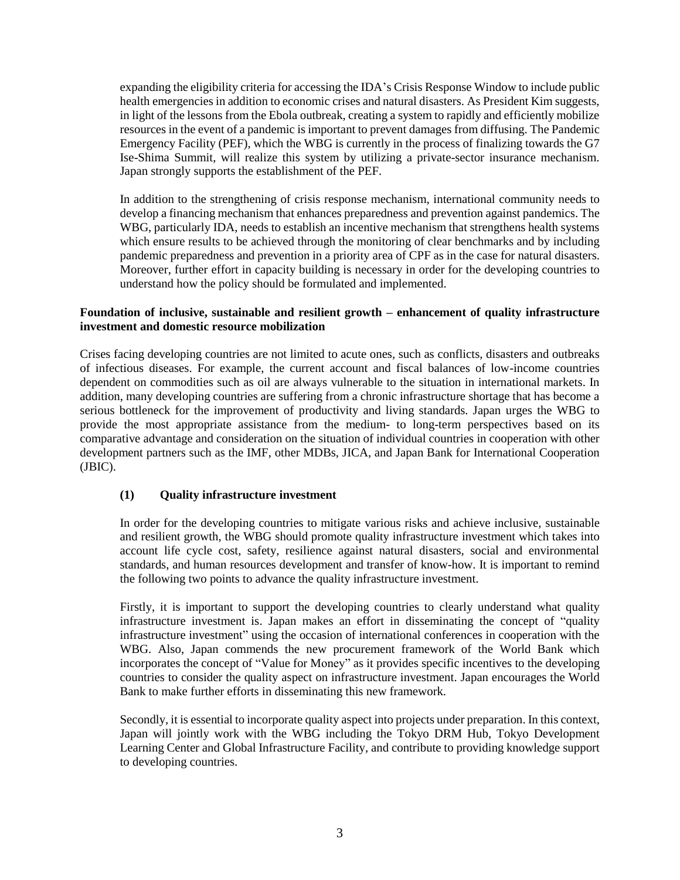expanding the eligibility criteria for accessing the IDA's Crisis Response Window to include public health emergencies in addition to economic crises and natural disasters. As President Kim suggests, in light of the lessons from the Ebola outbreak, creating a system to rapidly and efficiently mobilize resources in the event of a pandemic is important to prevent damages from diffusing. The Pandemic Emergency Facility (PEF), which the WBG is currently in the process of finalizing towards the G7 Ise-Shima Summit, will realize this system by utilizing a private-sector insurance mechanism. Japan strongly supports the establishment of the PEF.

In addition to the strengthening of crisis response mechanism, international community needs to develop a financing mechanism that enhances preparedness and prevention against pandemics. The WBG, particularly IDA, needs to establish an incentive mechanism that strengthens health systems which ensure results to be achieved through the monitoring of clear benchmarks and by including pandemic preparedness and prevention in a priority area of CPF as in the case for natural disasters. Moreover, further effort in capacity building is necessary in order for the developing countries to understand how the policy should be formulated and implemented.

**Foundation of inclusive, sustainable and resilient growth – enhancement of quality infrastructure investment and domestic resource mobilization**

Crises facing developing countries are not limited to acute ones, such as conflicts, disasters and outbreaks of infectious diseases. For example, the current account and fiscal balances of low-income countries dependent on commodities such as oil are always vulnerable to the situation in international markets. In addition, many developing countries are suffering from a chronic infrastructure shortage that has become a serious bottleneck for the improvement of productivity and living standards. Japan urges the WBG to provide the most appropriate assistance from the medium- to long-term perspectives based on its comparative advantage and consideration on the situation of individual countries in cooperation with other development partners such as the IMF, other MDBs, JICA, and Japan Bank for International Cooperation (JBIC).

**(1) Quality infrastructure investment**

In order for the developing countries to mitigate various risks and achieve inclusive, sustainable and resilient growth, the WBG should promote quality infrastructure investment which takes into account life cycle cost, safety, resilience against natural disasters, social and environmental standards, and human resources development and transfer of know-how. It is important to remind the following two points to advance the quality infrastructure investment.

Firstly, it is important to support the developing countries to clearly understand what quality infrastructure investment is. Japan makes an effort in disseminating the concept of "quality infrastructure investment" using the occasion of international conferences in cooperation with the WBG. Also, Japan commends the new procurement framework of the World Bank which incorporates the concept of "Value for Money" as it provides specific incentives to the developing countries to consider the quality aspect on infrastructure investment. Japan encourages the World Bank to make further efforts in disseminating this new framework.

Secondly, it is essential to incorporate quality aspect into projects under preparation. In this context, Japan will jointly work with the WBG including the Tokyo DRM Hub, Tokyo Development Learning Center and Global Infrastructure Facility, and contribute to providing knowledge support to developing countries.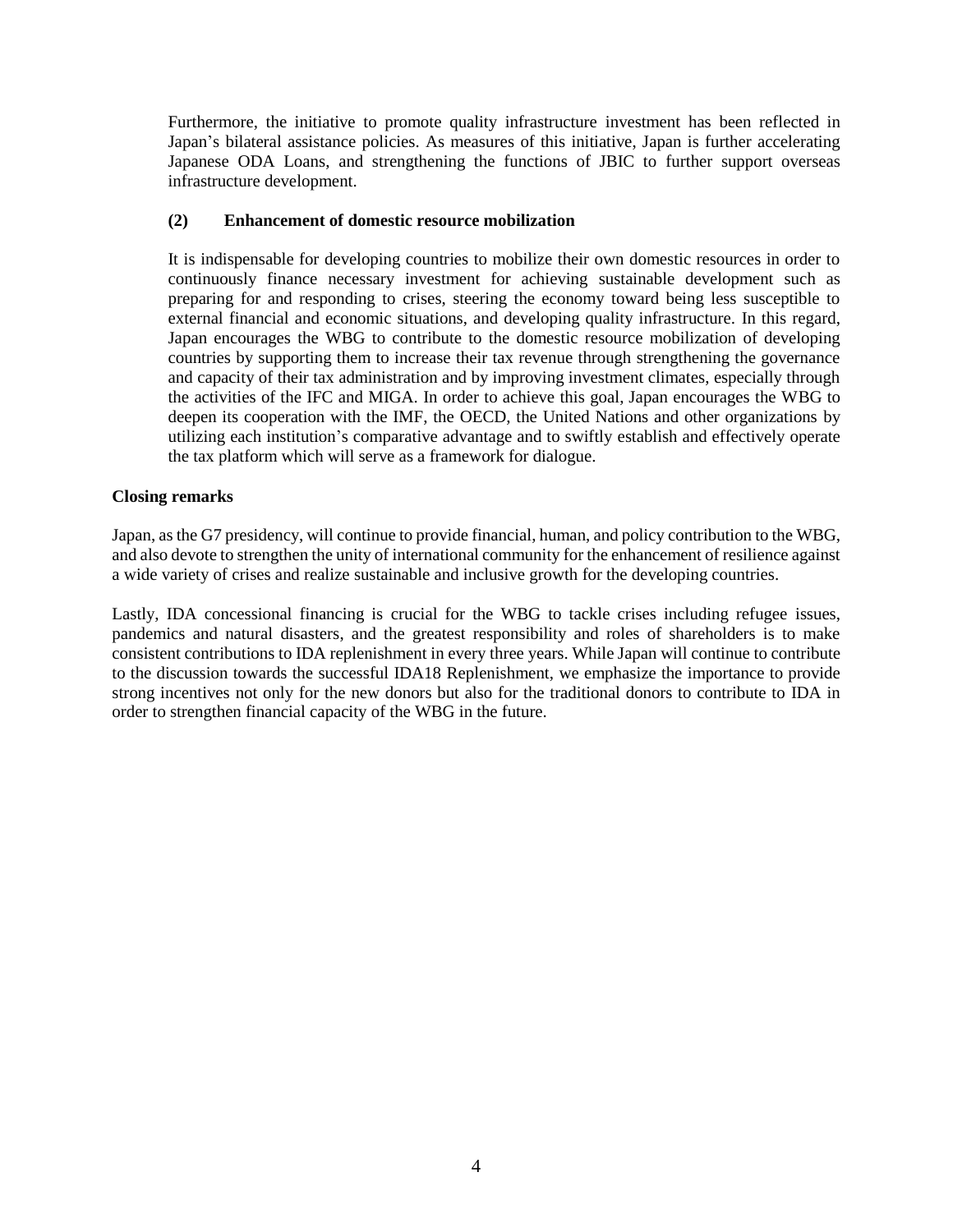Furthermore, the initiative to promote quality infrastructure investment has been reflected in Japan's bilateral assistance policies. As measures of this initiative, Japan is further accelerating Japanese ODA Loans, and strengthening the functions of JBIC to further support overseas infrastructure development.

**(2) Enhancement of domestic resource mobilization**

It is indispensable for developing countries to mobilize their own domestic resources in order to continuously finance necessary investment for achieving sustainable development such as preparing for and responding to crises, steering the economy toward being less susceptible to external financial and economic situations, and developing quality infrastructure. In this regard, Japan encourages the WBG to contribute to the domestic resource mobilization of developing countries by supporting them to increase their tax revenue through strengthening the governance and capacity of their tax administration and by improving investment climates, especially through the activities of the IFC and MIGA. In order to achieve this goal, Japan encourages the WBG to deepen its cooperation with the IMF, the OECD, the United Nations and other organizations by utilizing each institution's comparative advantage and to swiftly establish and effectively operate the tax platform which will serve as a framework for dialogue.

**Closing remarks**

Japan, as the G7 presidency, will continue to provide financial, human, and policy contribution to the WBG, and also devote to strengthen the unity of international community for the enhancement of resilience against a wide variety of crises and realize sustainable and inclusive growth for the developing countries.

Lastly, IDA concessional financing is crucial for the WBG to tackle crises including refugee issues, pandemics and natural disasters, and the greatest responsibility and roles of shareholders is to make consistent contributions to IDA replenishment in every three years. While Japan will continue to contribute to the discussion towards the successful IDA18 Replenishment, we emphasize the importance to provide strong incentives not only for the new donors but also for the traditional donors to contribute to IDA in order to strengthen financial capacity of the WBG in the future.